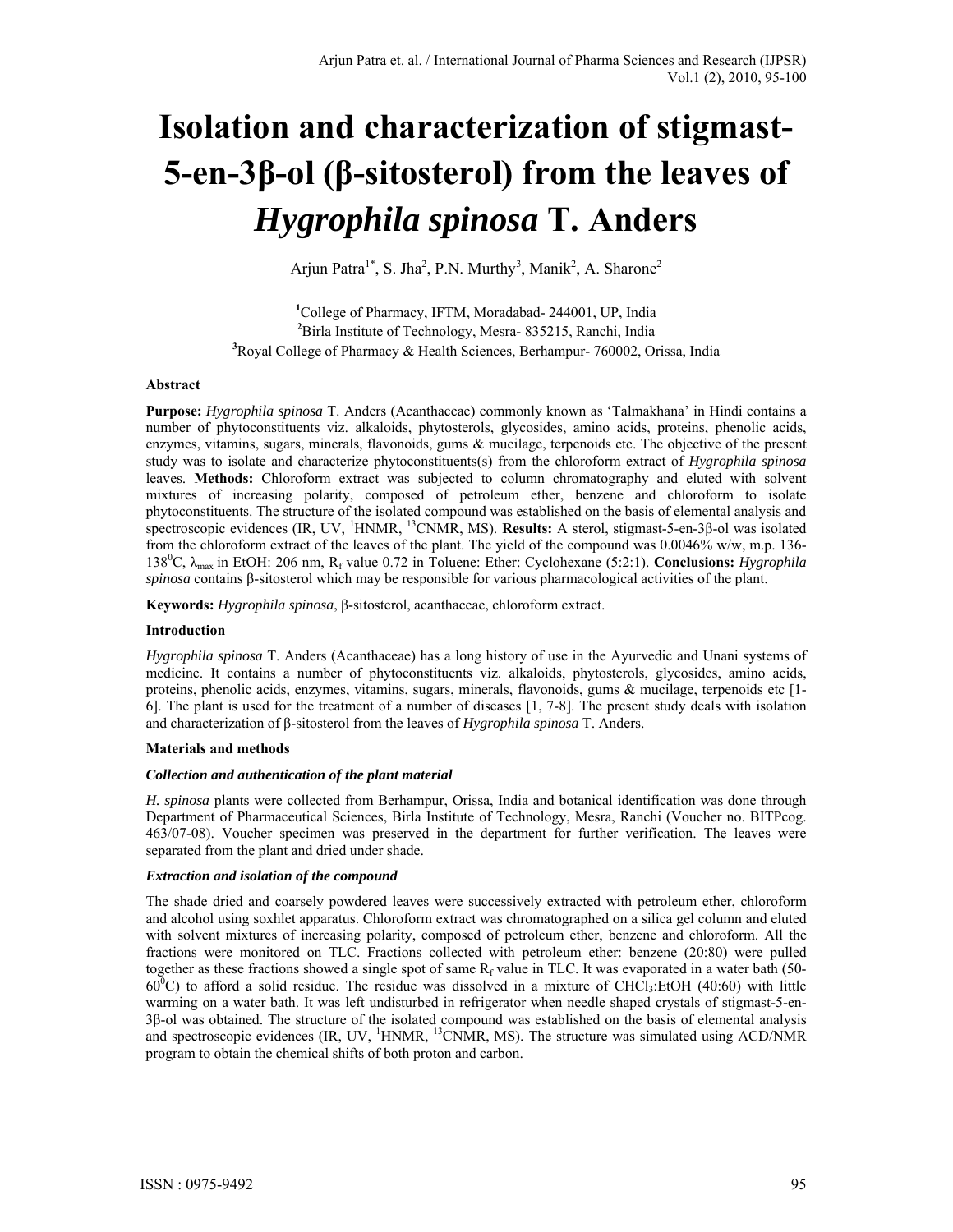# Isolation and characterization of stigmast-5-en-3β-ol (β-sitosterol) from the leaves of *Hygrophila spinosa* T. Anders

Arjun Patra[1*], S. Jha[2], P.N. Murthy[3], Manik[2], A. Sharone[2]

[1]College of Pharmacy, IFTM, Moradabad- 244001, UP, India
[2]Birla Institute of Technology, Mesra- 835215, Ranchi, India
[3]Royal College of Pharmacy & Health Sciences, Berhampur- 760002, Orissa, India

### Abstract

**Purpose:** *Hygrophila spinosa* T. Anders (Acanthaceae) commonly known as 'Talmakhana' in Hindi contains a number of phytoconstituents viz. alkaloids, phytosterols, glycosides, amino acids, proteins, phenolic acids, enzymes, vitamins, sugars, minerals, flavonoids, gums & mucilage, terpenoids etc. The objective of the present study was to isolate and characterize phytoconstituents(s) from the chloroform extract of *Hygrophila spinosa* leaves. **Methods:** Chloroform extract was subjected to column chromatography and eluted with solvent mixtures of increasing polarity, composed of petroleum ether, benzene and chloroform to isolate phytoconstituents. The structure of the isolated compound was established on the basis of elemental analysis and spectroscopic evidences (IR, UV, $^{1}$HNMR, $^{13}$CNMR, MS). **Results:** A sterol, stigmast-5-en-3β-ol was isolated from the chloroform extract of the leaves of the plant. The yield of the compound was 0.0046% w/w, m.p. 136-138$^{0}$C, $\lambda_{max}$ in EtOH: 206 nm, $R_f$ value 0.72 in Toluene: Ether: Cyclohexane (5:2:1). **Conclusions:** *Hygrophila spinosa* contains β-sitosterol which may be responsible for various pharmacological activities of the plant.

**Keywords:** *Hygrophila spinosa*, β-sitosterol, acanthaceae, chloroform extract.

### Introduction

*Hygrophila spinosa* T. Anders (Acanthaceae) has a long history of use in the Ayurvedic and Unani systems of medicine. It contains a number of phytoconstituents viz. alkaloids, phytosterols, glycosides, amino acids, proteins, phenolic acids, enzymes, vitamins, sugars, minerals, flavonoids, gums & mucilage, terpenoids etc [1-6]. The plant is used for the treatment of a number of diseases [1, 7-8]. The present study deals with isolation and characterization of β-sitosterol from the leaves of *Hygrophila spinosa* T. Anders.

### Materials and methods

#### *Collection and authentication of the plant material*

*H. spinosa* plants were collected from Berhampur, Orissa, India and botanical identification was done through Department of Pharmaceutical Sciences, Birla Institute of Technology, Mesra, Ranchi (Voucher no. BITPcog. 463/07-08). Voucher specimen was preserved in the department for further verification. The leaves were separated from the plant and dried under shade.

#### *Extraction and isolation of the compound*

The shade dried and coarsely powdered leaves were successively extracted with petroleum ether, chloroform and alcohol using soxhlet apparatus. Chloroform extract was chromatographed on a silica gel column and eluted with solvent mixtures of increasing polarity, composed of petroleum ether, benzene and chloroform. All the fractions were monitored on TLC. Fractions collected with petroleum ether: benzene (20:80) were pulled together as these fractions showed a single spot of same $R_f$ value in TLC. It was evaporated in a water bath (50-60$^{0}$C) to afford a solid residue. The residue was dissolved in a mixture of $CHCl_3$:EtOH (40:60) with little warming on a water bath. It was left undisturbed in refrigerator when needle shaped crystals of stigmast-5-en-3β-ol was obtained. The structure of the isolated compound was established on the basis of elemental analysis and spectroscopic evidences (IR, UV, $^{1}$HNMR, $^{13}$CNMR, MS). The structure was simulated using ACD/NMR program to obtain the chemical shifts of both proton and carbon.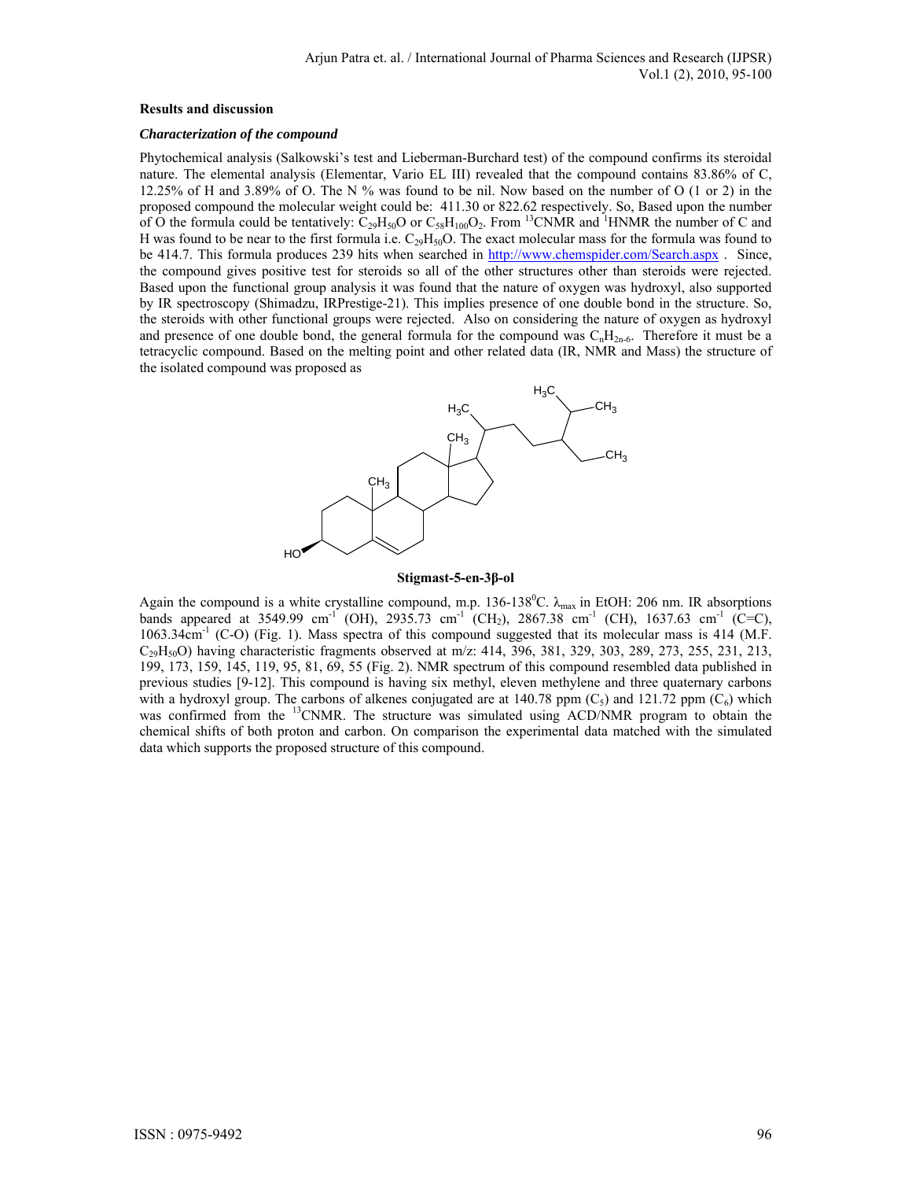### Results and discussion

#### *Characterization of the compound*

Phytochemical analysis (Salkowski's test and Lieberman-Burchard test) of the compound confirms its steroidal nature. The elemental analysis (Elementar, Vario EL III) revealed that the compound contains 83.86% of C, 12.25% of H and 3.89% of O. The N % was found to be nil. Now based on the number of O (1 or 2) in the proposed compound the molecular weight could be: 411.30 or 822.62 respectively. So, Based upon the number of O the formula could be tentatively: $C_{29}H_{50}O$ or $C_{58}H_{100}O_2$. From $^{13}$CNMR and $^{1}$HNMR the number of C and H was found to be near to the first formula i.e. $C_{29}H_{50}O$. The exact molecular mass for the formula was found to be 414.7. This formula produces 239 hits when searched in http://www.chemspider.com/Search.aspx . Since, the compound gives positive test for steroids so all of the other structures other than steroids were rejected. Based upon the functional group analysis it was found that the nature of oxygen was hydroxyl, also supported by IR spectroscopy (Shimadzu, IRPrestige-21). This implies presence of one double bond in the structure. So, the steroids with other functional groups were rejected. Also on considering the nature of oxygen as hydroxyl and presence of one double bond, the general formula for the compound was $C_nH_{2n-6}$. Therefore it must be a tetracyclic compound. Based on the melting point and other related data (IR, NMR and Mass) the structure of the isolated compound was proposed as

**Stigmast-5-en-3β-ol**

Again the compound is a white crystalline compound, m.p. 136-138$^0$C. $\lambda_{max}$ in EtOH: 206 nm. IR absorptions bands appeared at 3549.99 cm$^{-1}$ (OH), 2935.73 cm$^{-1}$ ($CH_2$), 2867.38 cm$^{-1}$ (CH), 1637.63 cm$^{-1}$ (C=C), 1063.34cm$^{-1}$ (C-O) (Fig. 1). Mass spectra of this compound suggested that its molecular mass is 414 (M.F. $C_{29}H_{50}O$) having characteristic fragments observed at m/z: 414, 396, 381, 329, 303, 289, 273, 255, 231, 213, 199, 173, 159, 145, 119, 95, 81, 69, 55 (Fig. 2). NMR spectrum of this compound resembled data published in previous studies [9-12]. This compound is having six methyl, eleven methylene and three quaternary carbons with a hydroxyl group. The carbons of alkenes conjugated are at 140.78 ppm ($C_5$) and 121.72 ppm ($C_6$) which was confirmed from the $^{13}$CNMR. The structure was simulated using ACD/NMR program to obtain the chemical shifts of both proton and carbon. On comparison the experimental data matched with the simulated data which supports the proposed structure of this compound.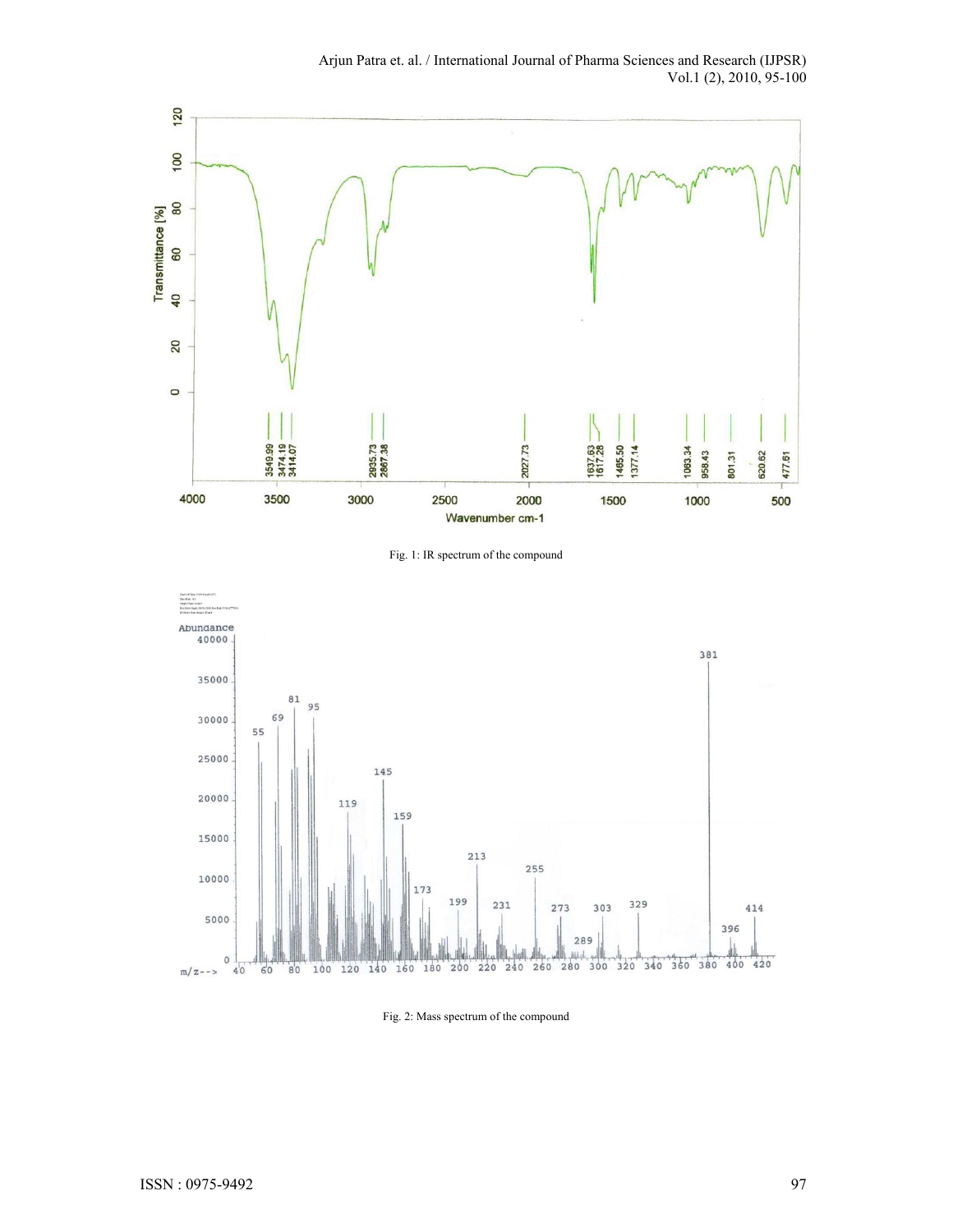Fig. 1: IR spectrum of the compound

Fig. 2: Mass spectrum of the compound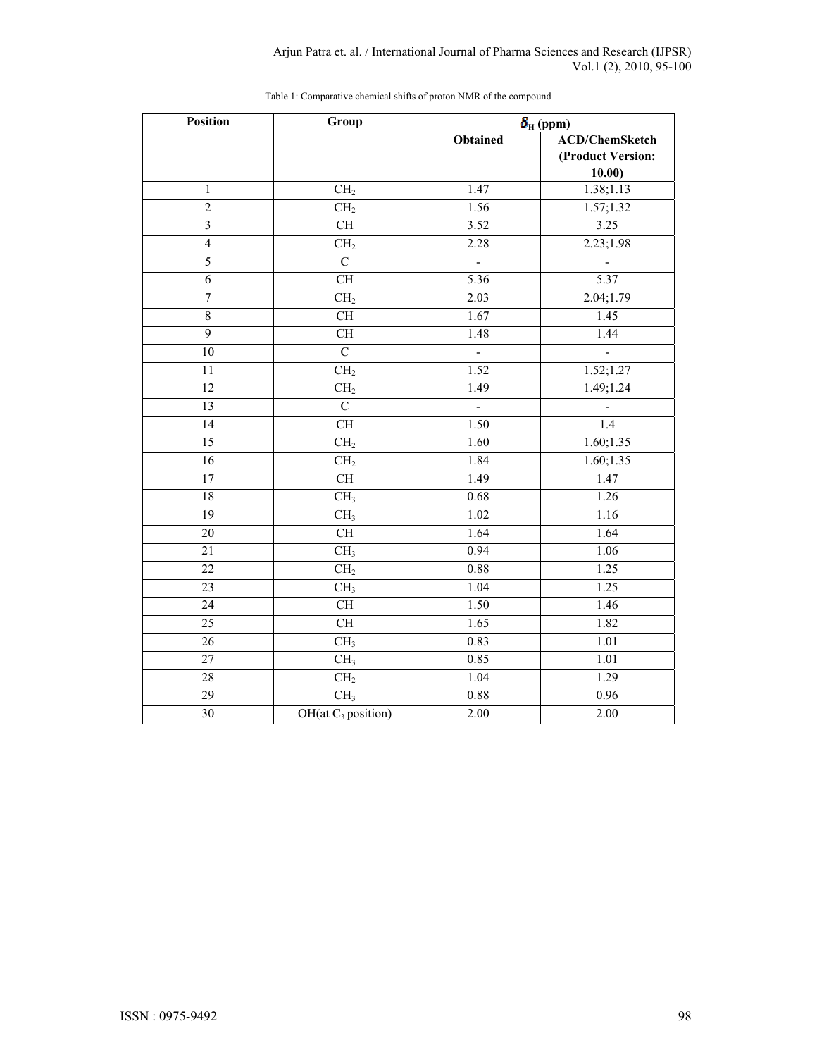Table 1: Comparative chemical shifts of proton NMR of the compound

| Position | Group | $\delta_H$ (ppm) | |
|---|---|---|---|
| | | Obtained | ACD/ChemSketch (Product Version: 10.00) |
| 1 | $CH_2$ | 1.47 | 1.38;1.13 |
| 2 | $CH_2$ | 1.56 | 1.57;1.32 |
| 3 | CH | 3.52 | 3.25 |
| 4 | $CH_2$ | 2.28 | 2.23;1.98 |
| 5 | C | - | - |
| 6 | CH | 5.36 | 5.37 |
| 7 | $CH_2$ | 2.03 | 2.04;1.79 |
| 8 | CH | 1.67 | 1.45 |
| 9 | CH | 1.48 | 1.44 |
| 10 | C | - | - |
| 11 | $CH_2$ | 1.52 | 1.52;1.27 |
| 12 | $CH_2$ | 1.49 | 1.49;1.24 |
| 13 | C | - | - |
| 14 | CH | 1.50 | 1.4 |
| 15 | $CH_2$ | 1.60 | 1.60;1.35 |
| 16 | $CH_2$ | 1.84 | 1.60;1.35 |
| 17 | CH | 1.49 | 1.47 |
| 18 | $CH_3$ | 0.68 | 1.26 |
| 19 | $CH_3$ | 1.02 | 1.16 |
| 20 | CH | 1.64 | 1.64 |
| 21 | $CH_3$ | 0.94 | 1.06 |
| 22 | $CH_2$ | 0.88 | 1.25 |
| 23 | $CH_3$ | 1.04 | 1.25 |
| 24 | CH | 1.50 | 1.46 |
| 25 | CH | 1.65 | 1.82 |
| 26 | $CH_3$ | 0.83 | 1.01 |
| 27 | $CH_3$ | 0.85 | 1.01 |
| 28 | $CH_2$ | 1.04 | 1.29 |
| 29 | $CH_3$ | 0.88 | 0.96 |
| 30 | OH(at $C_3$ position) | 2.00 | 2.00 |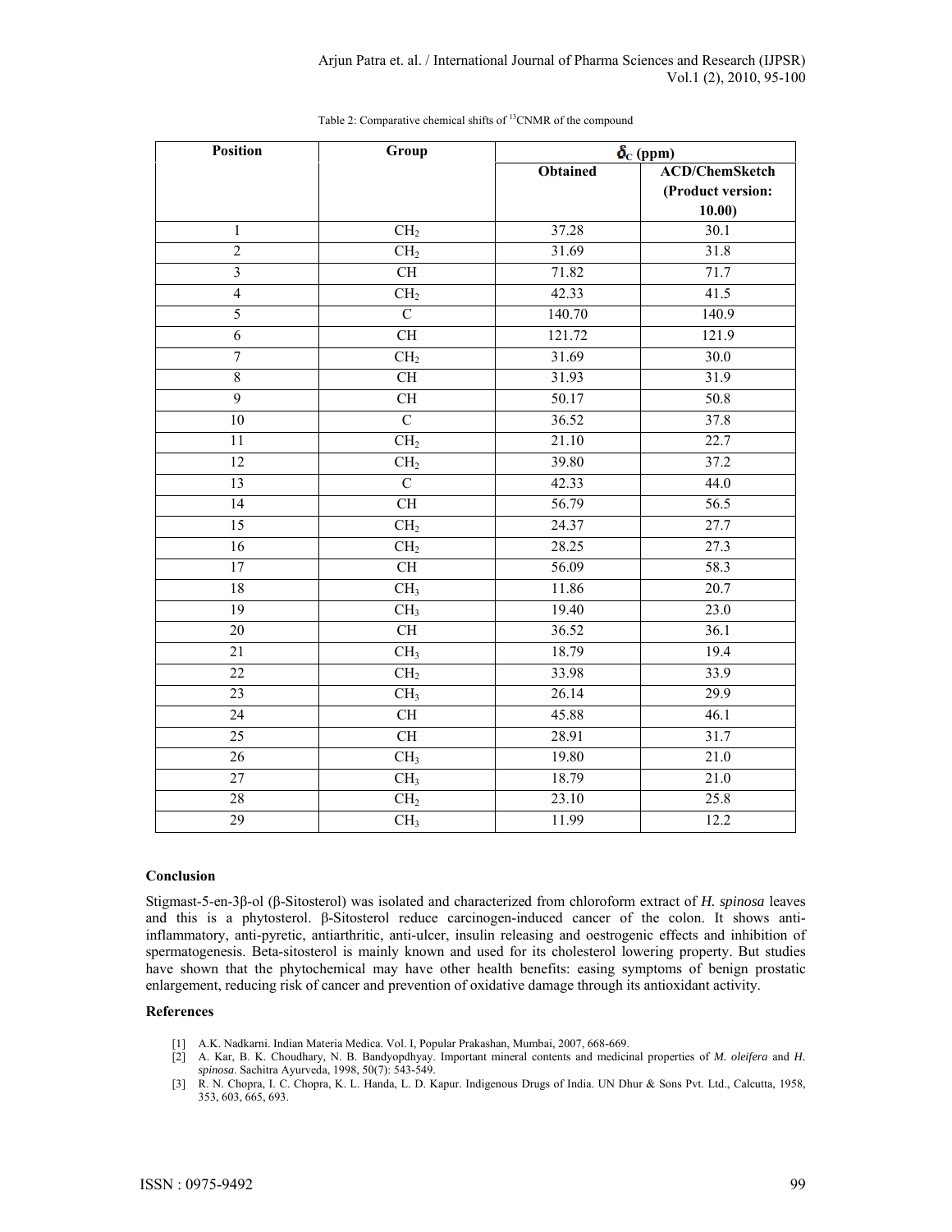Table 2: Comparative chemical shifts of [13]CNMR of the compound

| Position | Group | $\delta_C$ (ppm) | |
|---|---|---|---|
| | | **Obtained** | **ACD/ChemSketch (Product version: 10.00)** |
| 1 | $CH_2$ | 37.28 | 30.1 |
| 2 | $CH_2$ | 31.69 | 31.8 |
| 3 | CH | 71.82 | 71.7 |
| 4 | $CH_2$ | 42.33 | 41.5 |
| 5 | C | 140.70 | 140.9 |
| 6 | CH | 121.72 | 121.9 |
| 7 | $CH_2$ | 31.69 | 30.0 |
| 8 | CH | 31.93 | 31.9 |
| 9 | CH | 50.17 | 50.8 |
| 10 | C | 36.52 | 37.8 |
| 11 | $CH_2$ | 21.10 | 22.7 |
| 12 | $CH_2$ | 39.80 | 37.2 |
| 13 | C | 42.33 | 44.0 |
| 14 | CH | 56.79 | 56.5 |
| 15 | $CH_2$ | 24.37 | 27.7 |
| 16 | $CH_2$ | 28.25 | 27.3 |
| 17 | CH | 56.09 | 58.3 |
| 18 | $CH_3$ | 11.86 | 20.7 |
| 19 | $CH_3$ | 19.40 | 23.0 |
| 20 | CH | 36.52 | 36.1 |
| 21 | $CH_3$ | 18.79 | 19.4 |
| 22 | $CH_2$ | 33.98 | 33.9 |
| 23 | $CH_3$ | 26.14 | 29.9 |
| 24 | CH | 45.88 | 46.1 |
| 25 | CH | 28.91 | 31.7 |
| 26 | $CH_3$ | 19.80 | 21.0 |
| 27 | $CH_3$ | 18.79 | 21.0 |
| 28 | $CH_2$ | 23.10 | 25.8 |
| 29 | $CH_3$ | 11.99 | 12.2 |

## Conclusion

Stigmast-5-en-3β-ol (β-Sitosterol) was isolated and characterized from chloroform extract of *H. spinosa* leaves and this is a phytosterol. β-Sitosterol reduce carcinogen-induced cancer of the colon. It shows anti-inflammatory, anti-pyretic, antiarthritic, anti-ulcer, insulin releasing and oestrogenic effects and inhibition of spermatogenesis. Beta-sitosterol is mainly known and used for its cholesterol lowering property. But studies have shown that the phytochemical may have other health benefits: easing symptoms of benign prostatic enlargement, reducing risk of cancer and prevention of oxidative damage through its antioxidant activity.

## References

[1] A.K. Nadkarni. Indian Materia Medica. Vol. I, Popular Prakashan, Mumbai, 2007, 668-669.

[2] A. Kar, B. K. Choudhary, N. B. Bandyopdhyay. Important mineral contents and medicinal properties of *M. oleifera* and *H. spinosa*. Sachitra Ayurveda, 1998, 50(7): 543-549.

[3] R. N. Chopra, I. C. Chopra, K. L. Handa, L. D. Kapur. Indigenous Drugs of India. UN Dhur & Sons Pvt. Ltd., Calcutta, 1958, 353, 603, 665, 693.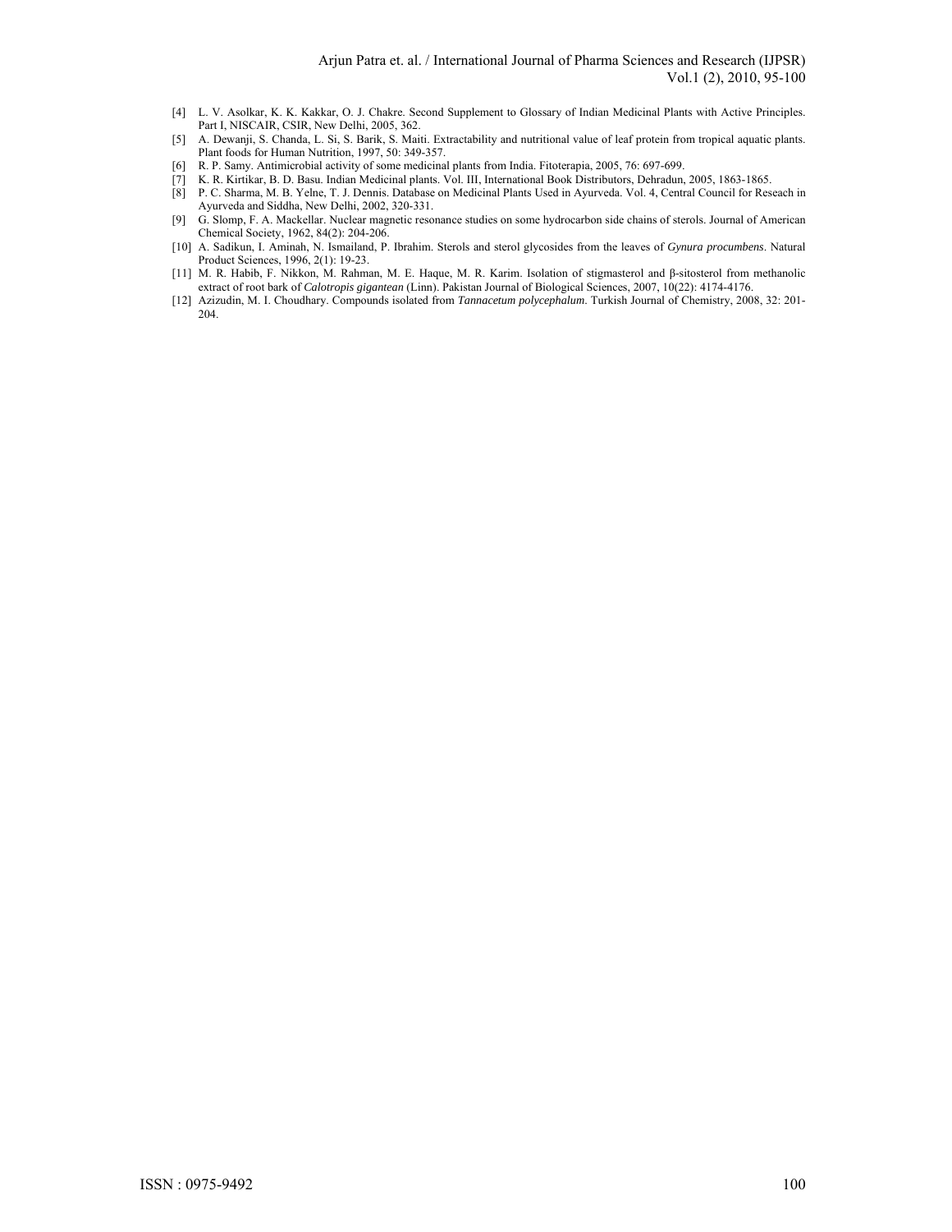[4] L. V. Asolkar, K. K. Kakkar, O. J. Chakre. Second Supplement to Glossary of Indian Medicinal Plants with Active Principles. Part I, NISCAIR, CSIR, New Delhi, 2005, 362.

[5] A. Dewanji, S. Chanda, L. Si, S. Barik, S. Maiti. Extractability and nutritional value of leaf protein from tropical aquatic plants. Plant foods for Human Nutrition, 1997, 50: 349-357.

[6] R. P. Samy. Antimicrobial activity of some medicinal plants from India. Fitoterapia, 2005, 76: 697-699.

[7] K. R. Kirtikar, B. D. Basu. Indian Medicinal plants. Vol. III, International Book Distributors, Dehradun, 2005, 1863-1865.

[8] P. C. Sharma, M. B. Yelne, T. J. Dennis. Database on Medicinal Plants Used in Ayurveda. Vol. 4, Central Council for Reseach in Ayurveda and Siddha, New Delhi, 2002, 320-331.

[9] G. Slomp, F. A. Mackellar. Nuclear magnetic resonance studies on some hydrocarbon side chains of sterols. Journal of American Chemical Society, 1962, 84(2): 204-206.

[10] A. Sadikun, I. Aminah, N. Ismailand, P. Ibrahim. Sterols and sterol glycosides from the leaves of *Gynura procumbens*. Natural Product Sciences, 1996, 2(1): 19-23.

[11] M. R. Habib, F. Nikkon, M. Rahman, M. E. Haque, M. R. Karim. Isolation of stigmasterol and β-sitosterol from methanolic extract of root bark of *Calotropis gigantean* (Linn). Pakistan Journal of Biological Sciences, 2007, 10(22): 4174-4176.

[12] Azizudin, M. I. Choudhary. Compounds isolated from *Tannacetum polycephalum*. Turkish Journal of Chemistry, 2008, 32: 201-204.